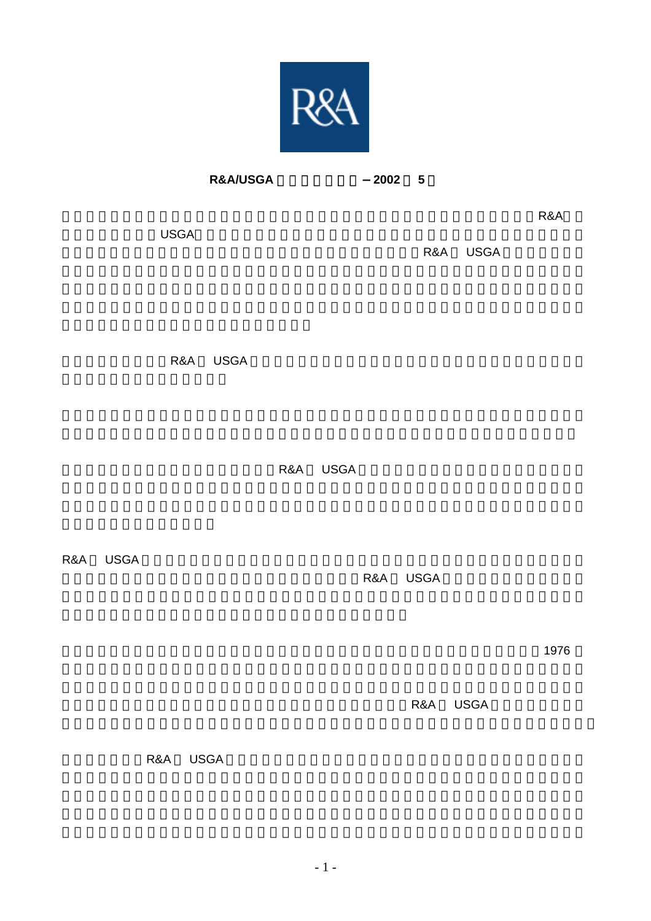R&A

**R&A/USGA –2002 5**

R&A

USGA

R&A USGA

R&A USGA

R&A USGA

R&A USGA

R&A USGA

1976

R&A USGA

R&A USGA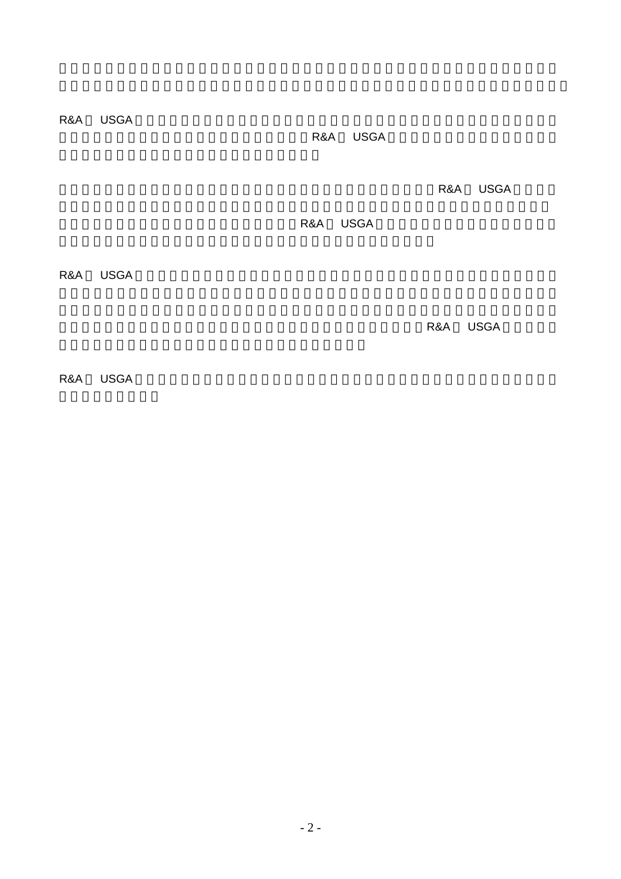R&A USGA R&A USGA

R&A USGA R&A USGA

R&A USGA R&A USGA

R&A USGA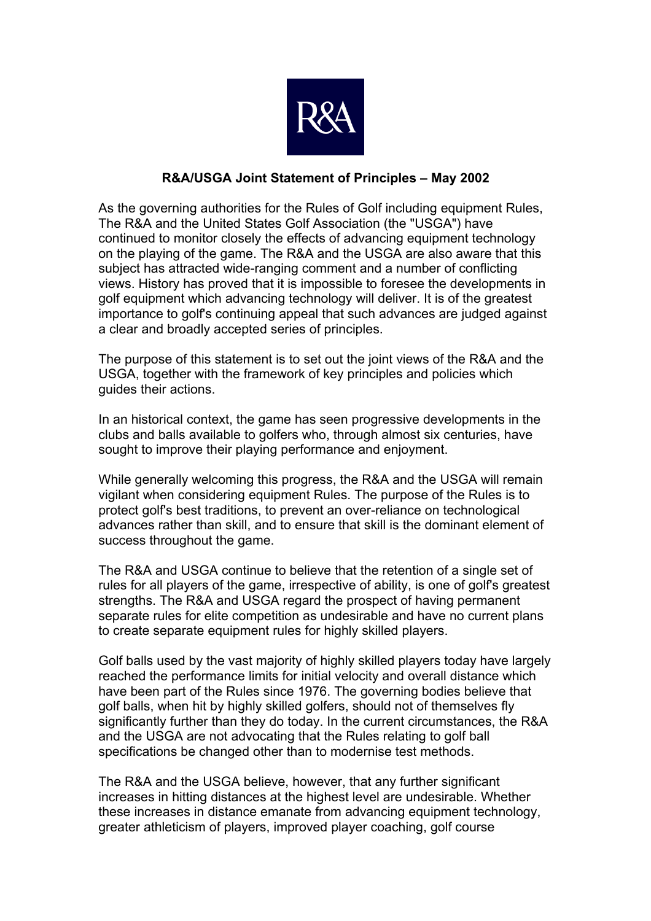R&A

**R&A/USGA Joint Statement of Principles – May 2002**

As the governing authorities for the Rules of Golf including equipment Rules, The R&A and the United States Golf Association (the "USGA") have continued to monitor closely the effects of advancing equipment technology on the playing of the game. The R&A and the USGA are also aware that this subject has attracted wide-ranging comment and a number of conflicting views. History has proved that it is impossible to foresee the developments in golf equipment which advancing technology will deliver. It is of the greatest importance to golf's continuing appeal that such advances are judged against a clear and broadly accepted series of principles.

The purpose of this statement is to set out the joint views of the R&A and the USGA, together with the framework of key principles and policies which guides their actions.

In an historical context, the game has seen progressive developments in the clubs and balls available to golfers who, through almost six centuries, have sought to improve their playing performance and enjoyment.

While generally welcoming this progress, the R&A and the USGA will remain vigilant when considering equipment Rules. The purpose of the Rules is to protect golf's best traditions, to prevent an over-reliance on technological advances rather than skill, and to ensure that skill is the dominant element of success throughout the game.

The R&A and USGA continue to believe that the retention of a single set of rules for all players of the game, irrespective of ability, is one of golf's greatest strengths. The R&A and USGA regard the prospect of having permanent separate rules for elite competition as undesirable and have no current plans to create separate equipment rules for highly skilled players.

Golf balls used by the vast majority of highly skilled players today have largely reached the performance limits for initial velocity and overall distance which have been part of the Rules since 1976. The governing bodies believe that golf balls, when hit by highly skilled golfers, should not of themselves fly significantly further than they do today. In the current circumstances, the R&A and the USGA are not advocating that the Rules relating to golf ball specifications be changed other than to modernise test methods.

The R&A and the USGA believe, however, that any further significant increases in hitting distances at the highest level are undesirable. Whether these increases in distance emanate from advancing equipment technology, greater athleticism of players, improved player coaching, golf course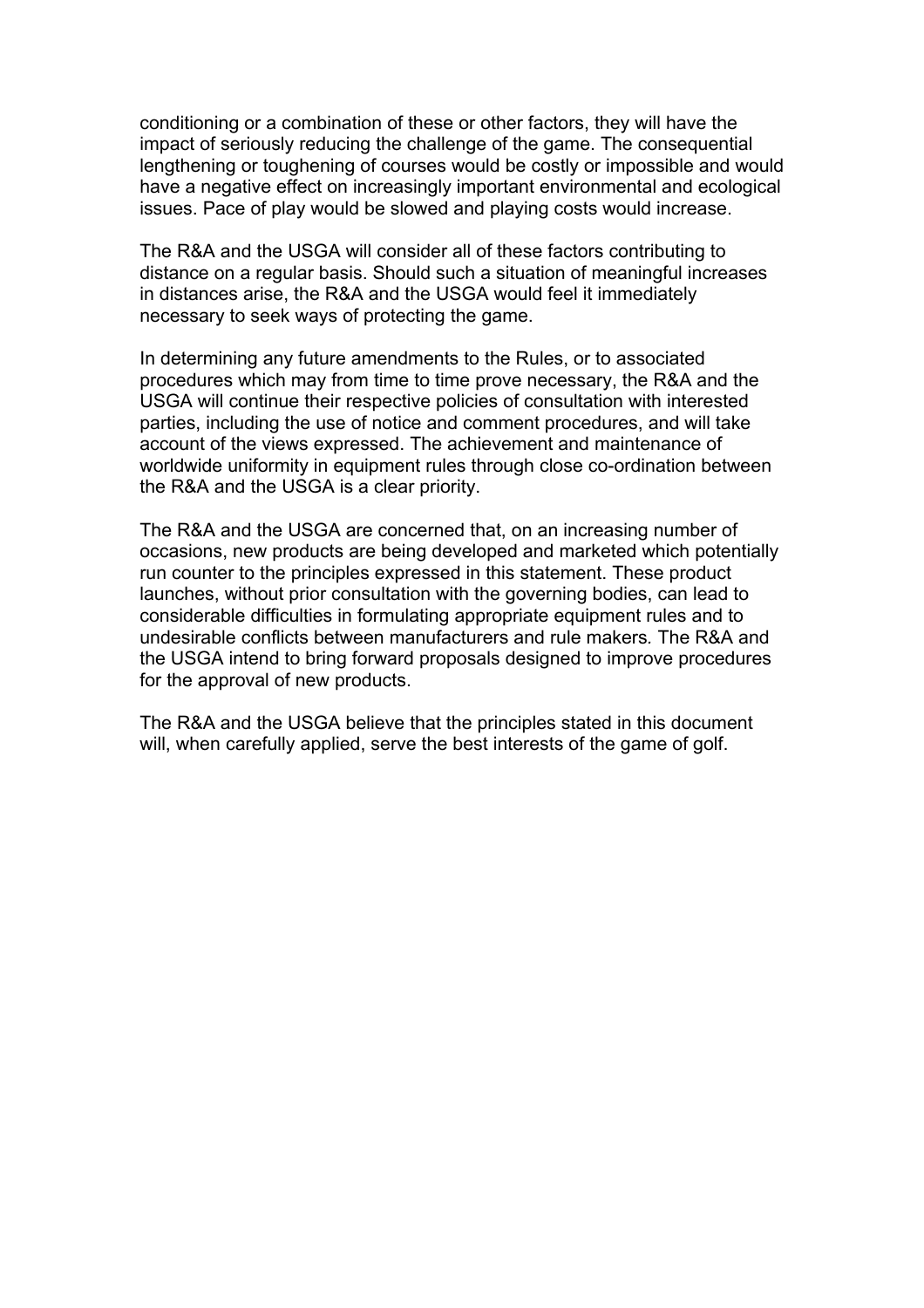conditioning or a combination of these or other factors, they will have the impact of seriously reducing the challenge of the game. The consequential lengthening or toughening of courses would be costly or impossible and would have a negative effect on increasingly important environmental and ecological issues. Pace of play would be slowed and playing costs would increase.

The R&A and the USGA will consider all of these factors contributing to distance on a regular basis. Should such a situation of meaningful increases in distances arise, the R&A and the USGA would feel it immediately necessary to seek ways of protecting the game.

In determining any future amendments to the Rules, or to associated procedures which may from time to time prove necessary, the R&A and the USGA will continue their respective policies of consultation with interested parties, including the use of notice and comment procedures, and will take account of the views expressed. The achievement and maintenance of worldwide uniformity in equipment rules through close co-ordination between the R&A and the USGA is a clear priority.

The R&A and the USGA are concerned that, on an increasing number of occasions, new products are being developed and marketed which potentially run counter to the principles expressed in this statement. These product launches, without prior consultation with the governing bodies, can lead to considerable difficulties in formulating appropriate equipment rules and to undesirable conflicts between manufacturers and rule makers. The R&A and the USGA intend to bring forward proposals designed to improve procedures for the approval of new products.

The R&A and the USGA believe that the principles stated in this document will, when carefully applied, serve the best interests of the game of golf.